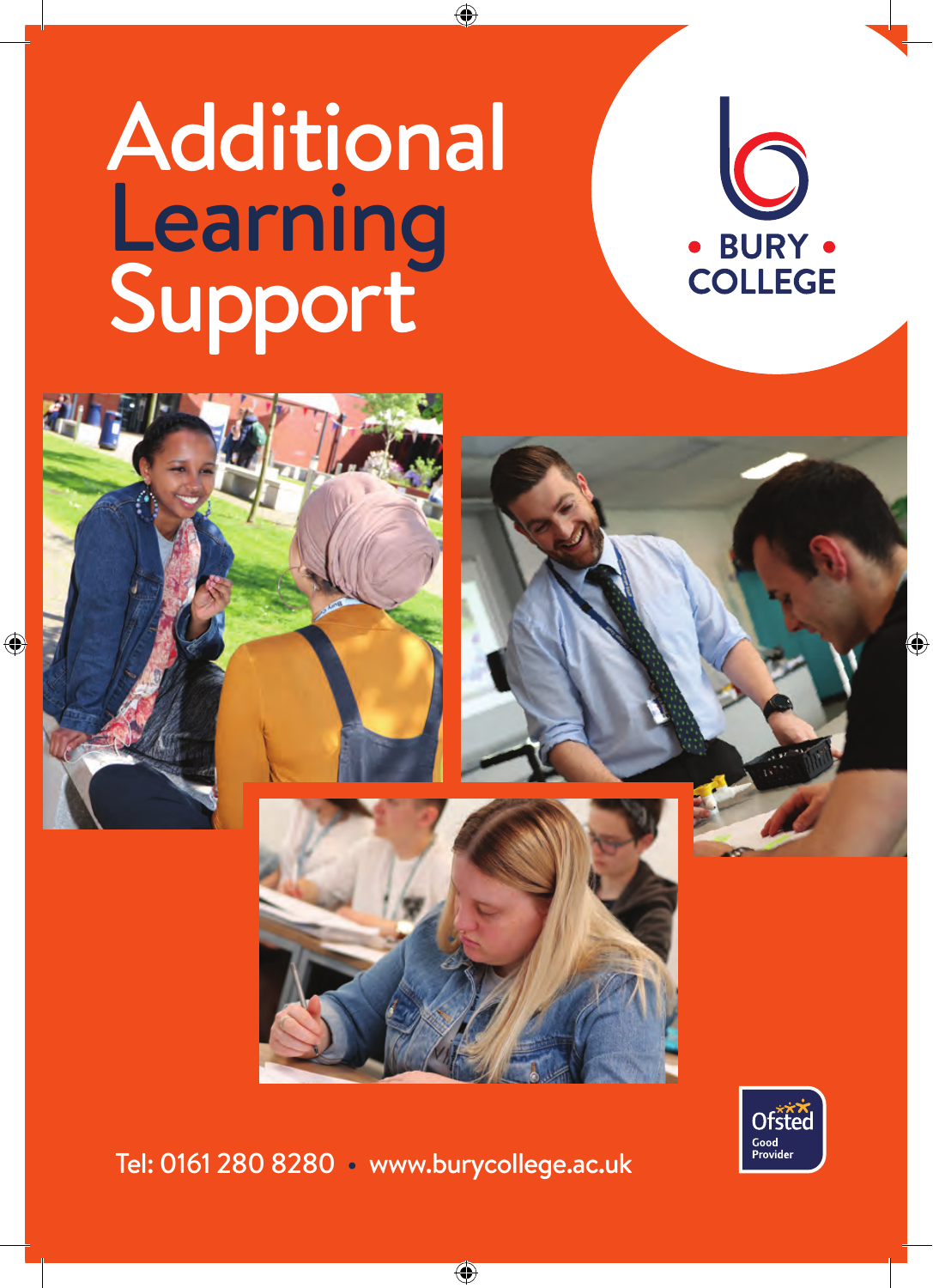# Additional Learning Support

BURY COLLEGE

Ofsted Good Provider

Tel: 0161 280 8280 • www.burycollege.ac.uk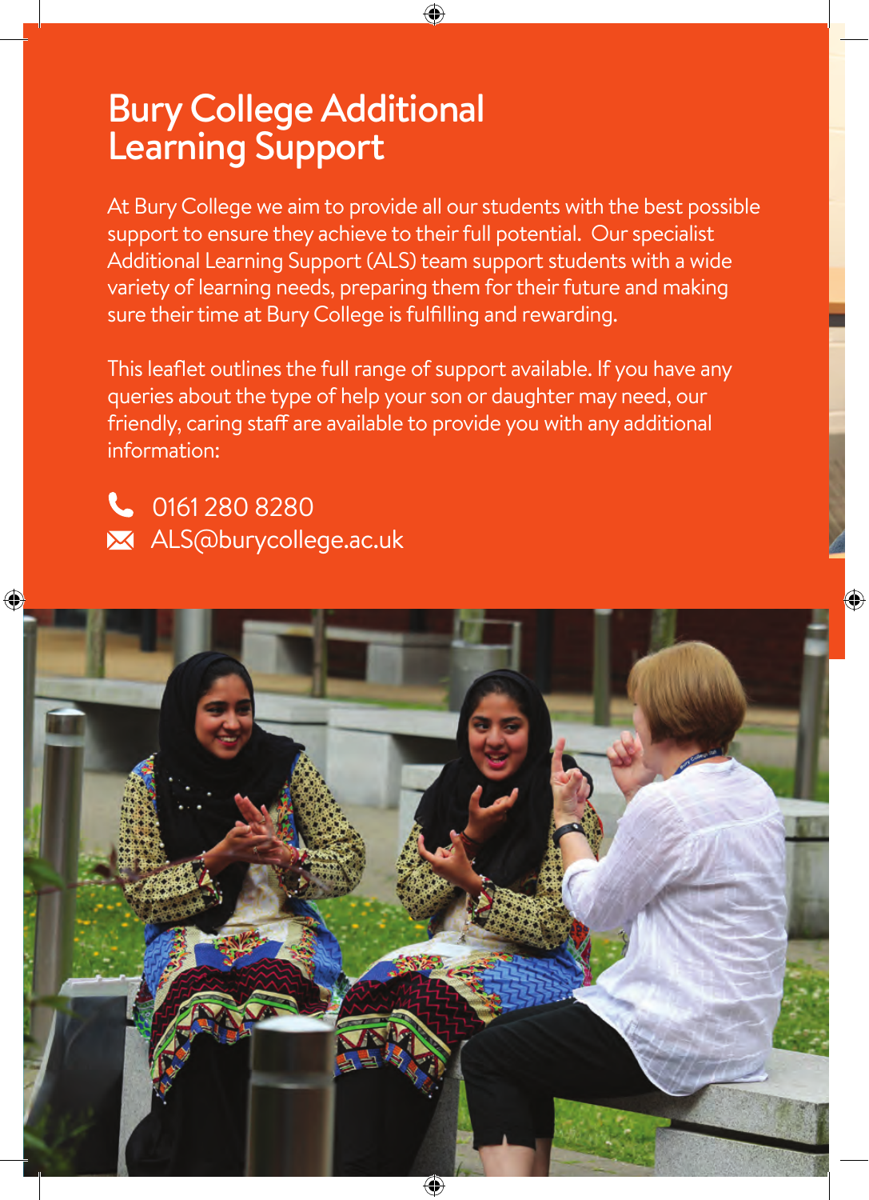# Bury College Additional Learning Support

At Bury College we aim to provide all our students with the best possible support to ensure they achieve to their full potential. Our specialist Additional Learning Support (ALS) team support students with a wide variety of learning needs, preparing them for their future and making sure their time at Bury College is fulfilling and rewarding.

This leaflet outlines the full range of support available. If you have any queries about the type of help your son or daughter may need, our friendly, caring staff are available to provide you with any additional information:

0161 280 8280

ALS@burycollege.ac.uk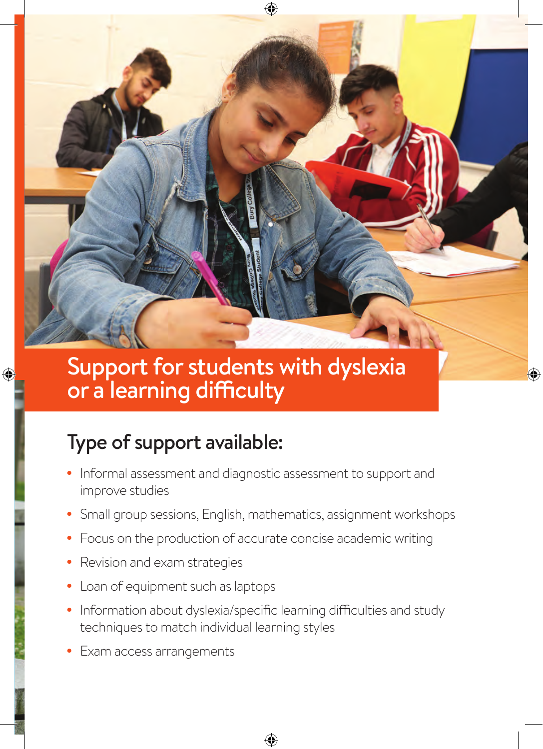# Support for students with dyslexia or a learning difficulty

## Type of support available:

- Informal assessment and diagnostic assessment to support and improve studies
- Small group sessions, English, mathematics, assignment workshops
- Focus on the production of accurate concise academic writing
- Revision and exam strategies
- Loan of equipment such as laptops
- Information about dyslexia/specific learning difficulties and study techniques to match individual learning styles
- Exam access arrangements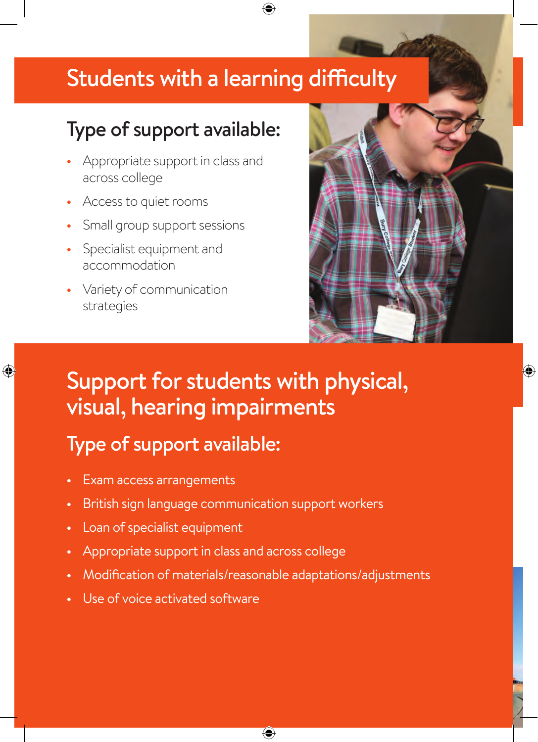# Students with a learning difficulty

## Type of support available:

- Appropriate support in class and across college
- Access to quiet rooms
- Small group support sessions
- Specialist equipment and accommodation
- Variety of communication strategies

# Support for students with physical, visual, hearing impairments

## Type of support available:

- Exam access arrangements
- British sign language communication support workers
- Loan of specialist equipment
- Appropriate support in class and across college
- Modification of materials/reasonable adaptations/adjustments
- Use of voice activated software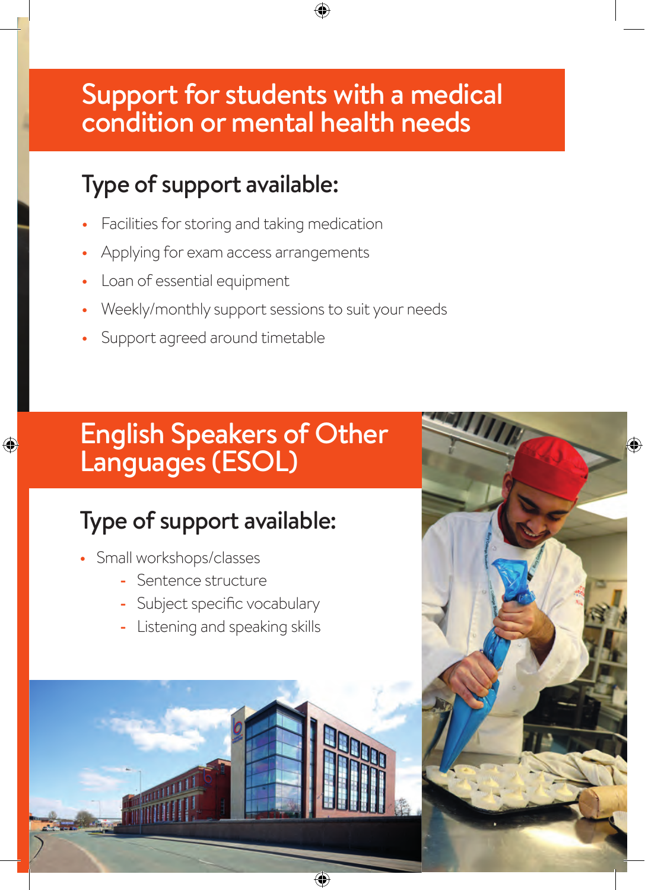# Support for students with a medical condition or mental health needs

## Type of support available:

- Facilities for storing and taking medication
- Applying for exam access arrangements
- Loan of essential equipment
- Weekly/monthly support sessions to suit your needs
- Support agreed around timetable

# English Speakers of Other Languages (ESOL)

## Type of support available:

- Small workshops/classes
  - Sentence structure
  - Subject specific vocabulary
  - Listening and speaking skills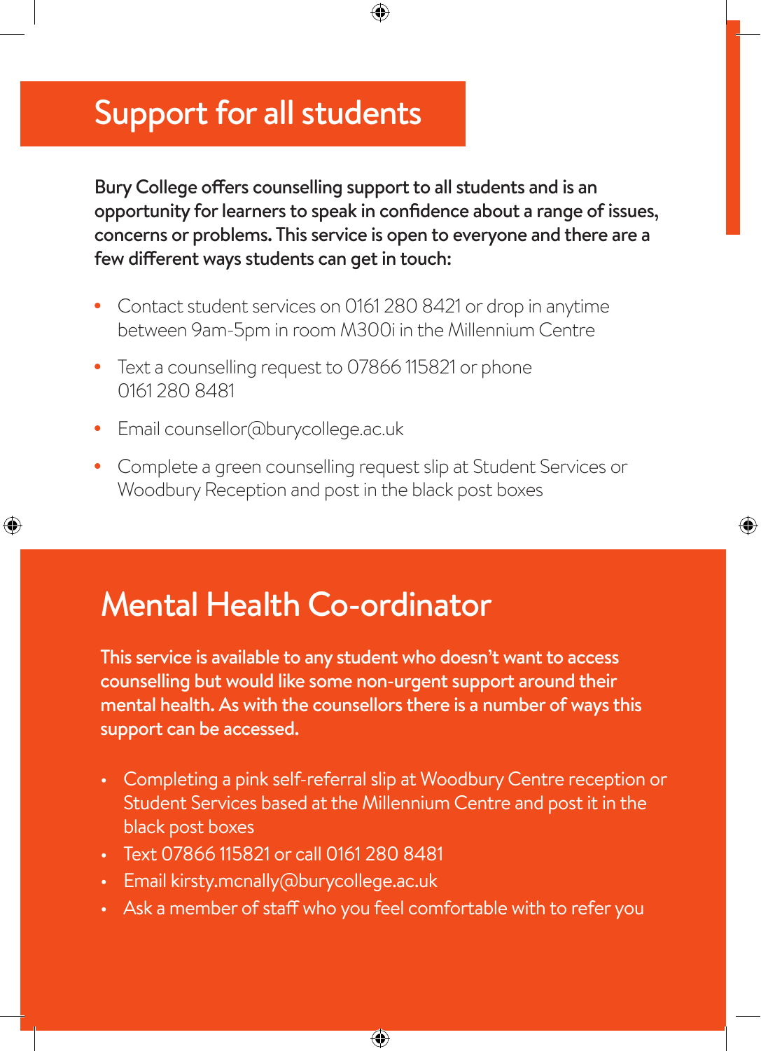# Support for all students

**Bury College offers counselling support to all students and is an opportunity for learners to speak in confidence about a range of issues, concerns or problems. This service is open to everyone and there are a few different ways students can get in touch:**

- Contact student services on 0161 280 8421 or drop in anytime between 9am-5pm in room M300i in the Millennium Centre
- Text a counselling request to 07866 115821 or phone 0161 280 8481
- Email counsellor@burycollege.ac.uk
- Complete a green counselling request slip at Student Services or Woodbury Reception and post in the black post boxes

# Mental Health Co-ordinator

**This service is available to any student who doesn't want to access counselling but would like some non-urgent support around their mental health. As with the counsellors there is a number of ways this support can be accessed.**

- Completing a pink self-referral slip at Woodbury Centre reception or Student Services based at the Millennium Centre and post it in the black post boxes
- Text 07866 115821 or call 0161 280 8481
- Email kirsty.mcnally@burycollege.ac.uk
- Ask a member of staff who you feel comfortable with to refer you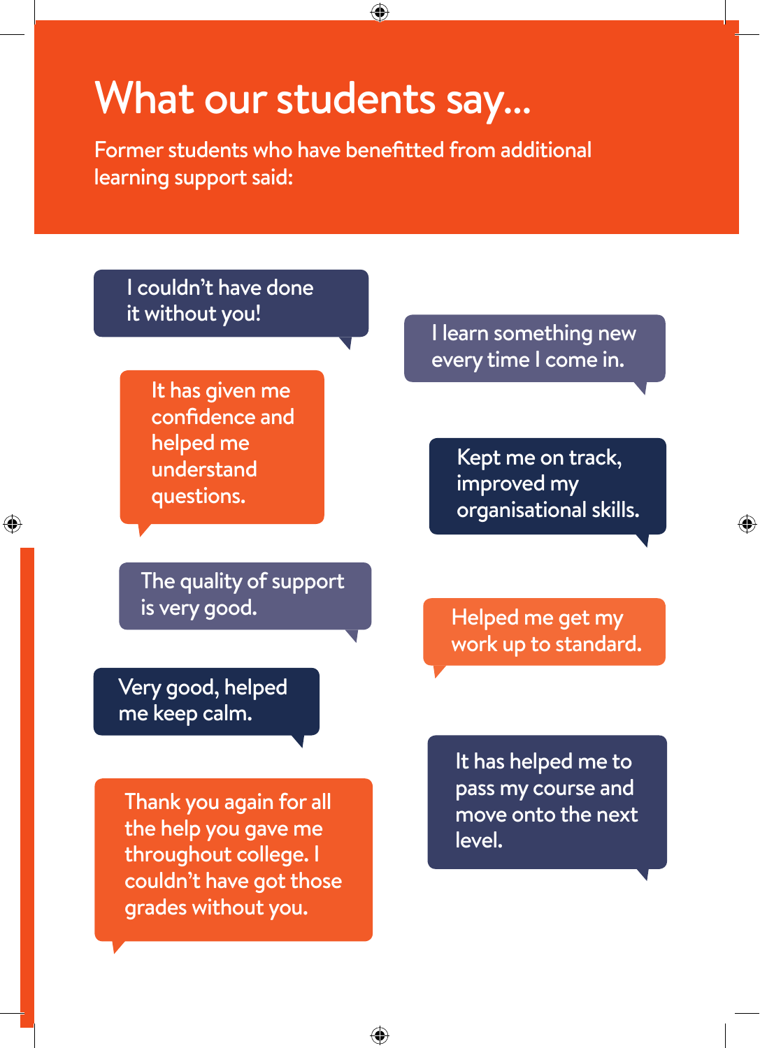# What our students say...

Former students who have benefitted from additional learning support said:

> I couldn't have done it without you!

> It has given me confidence and helped me understand questions.

> The quality of support is very good.

> Very good, helped me keep calm.

> Thank you again for all the help you gave me throughout college. I couldn't have got those grades without you.

> I learn something new every time I come in.

> Kept me on track, improved my organisational skills.

> Helped me get my work up to standard.

> It has helped me to pass my course and move onto the next level.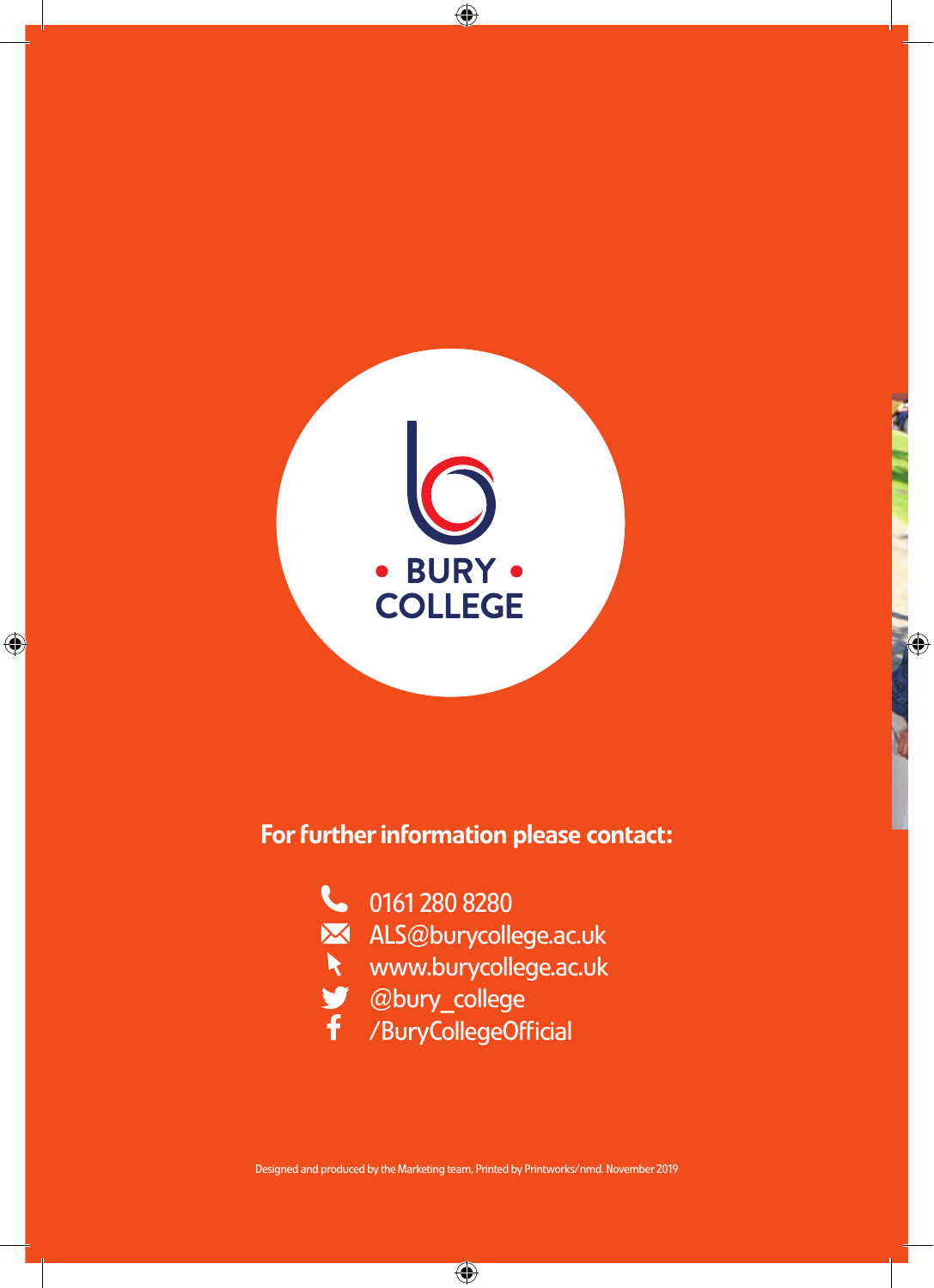BURY COLLEGE

**For further information please contact:**

0161 280 8280
ALS@burycollege.ac.uk
www.burycollege.ac.uk
@bury_college
/BuryCollegeOfficial

Designed and produced by the Marketing team, Printed by Printworks/nmd. November 2019